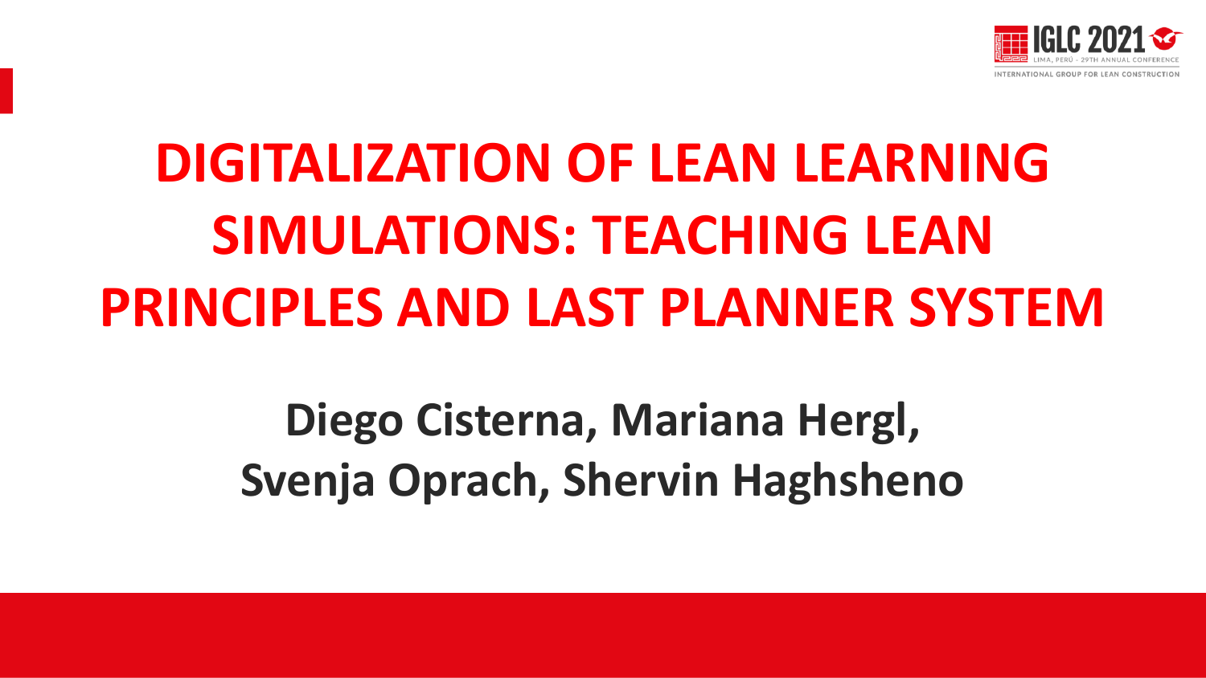# DIGITALIZATION OF LEAN LEARNING SIMULATIONS: TEACHING LEAN PRINCIPLES AND LAST PLANNER SYSTEM

**Diego Cisterna, Mariana Hergl, Svenja Oprach, Shervin Haghsheno**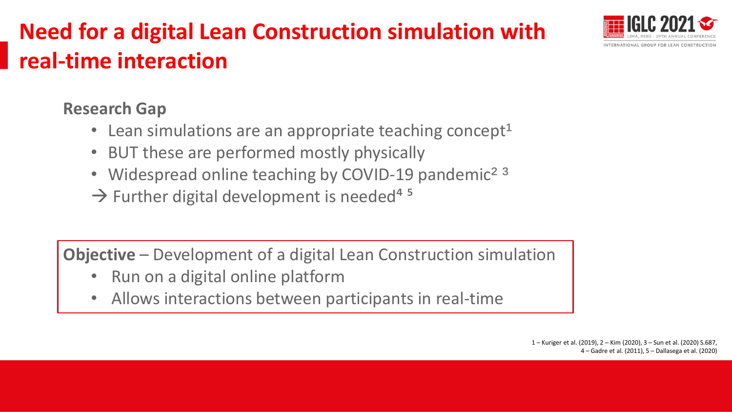# Need for a digital Lean Construction simulation with real-time interaction

**Research Gap**

- Lean simulations are an appropriate teaching concept[1]
- BUT these are performed mostly physically
- Widespread online teaching by COVID-19 pandemic[2,3]

→ Further digital development is needed[4,5]

**Objective** – Development of a digital Lean Construction simulation

- Run on a digital online platform
- Allows interactions between participants in real-time

1 – Kuriger et al. (2019), 2 – Kim (2020), 3 – Sun et al. (2020) S.687, 4 – Gadre et al. (2011), 5 – Dallasega et al. (2020)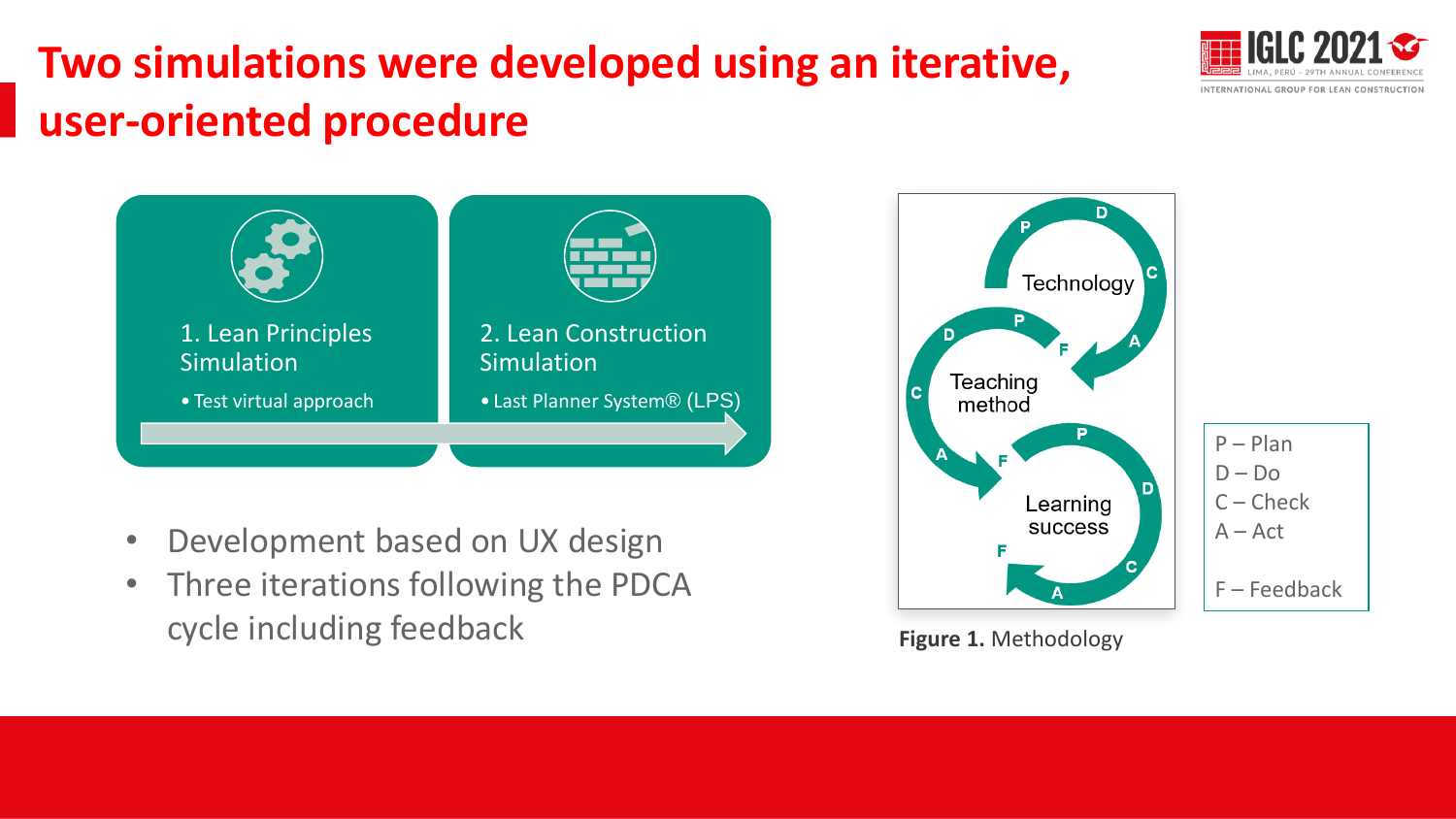# Two simulations were developed using an iterative, user-oriented procedure

**1. Lean Principles Simulation**
- Test virtual approach

**2. Lean Construction Simulation**
- Last Planner System® (LPS)

- Development based on UX design
- Three iterations following the PDCA cycle including feedback

Technology

Teaching method

Learning success

P – Plan
D – Do
C – Check
A – Act

F – Feedback

**Figure 1.** Methodology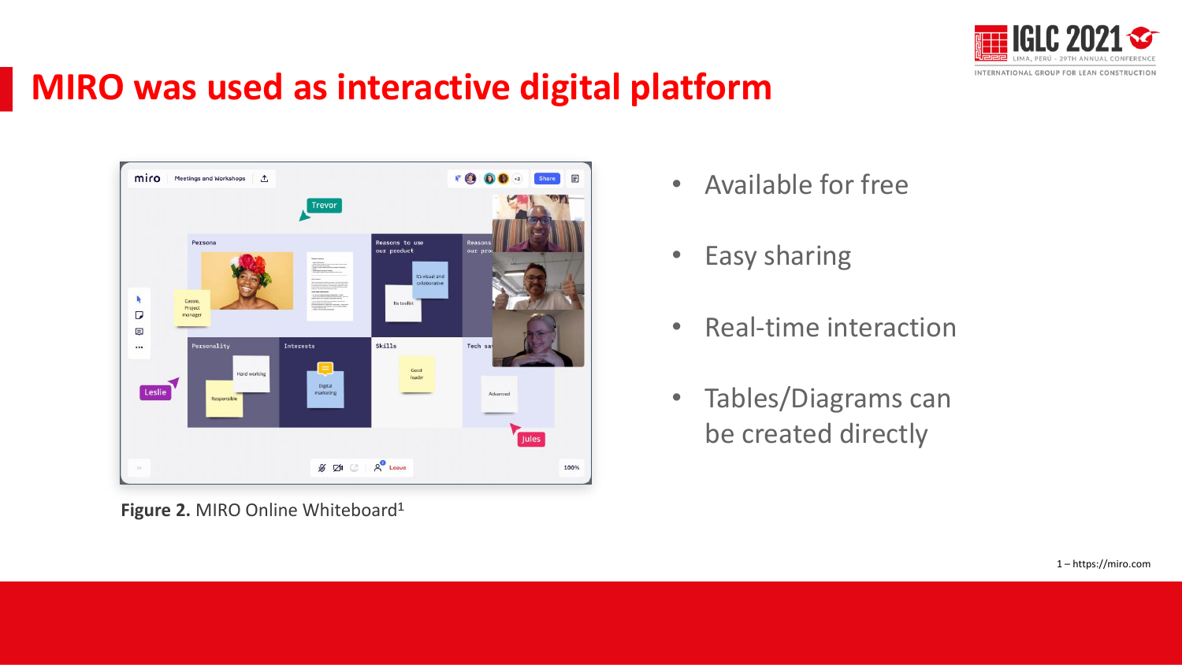# MIRO was used as interactive digital platform

Figure 2. MIRO Online Whiteboard[1]

- Available for free
- Easy sharing
- Real-time interaction
- Tables/Diagrams can be created directly

1 – https://miro.com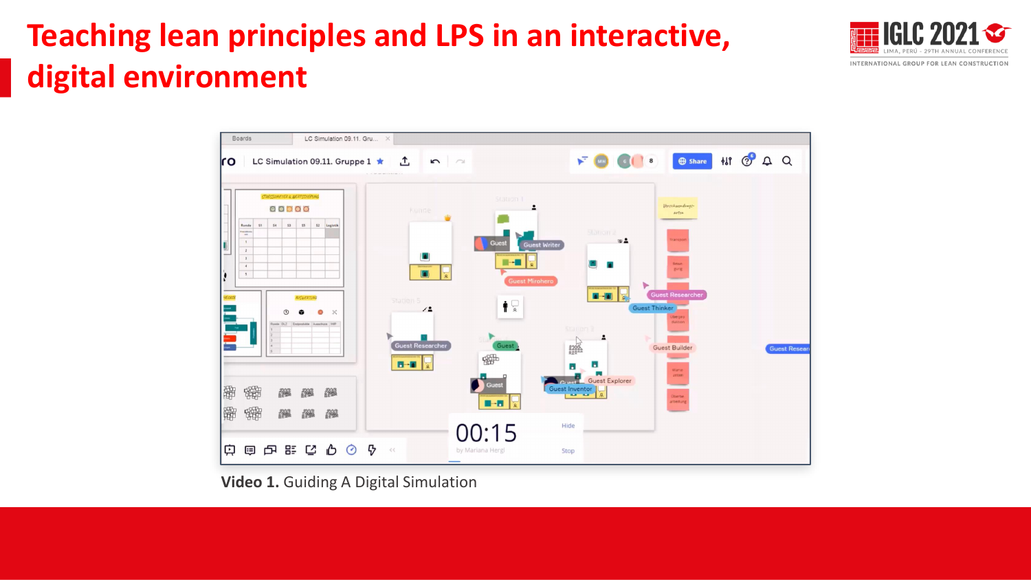# Teaching lean principles and LPS in an interactive, digital environment

**Video 1.** Guiding A Digital Simulation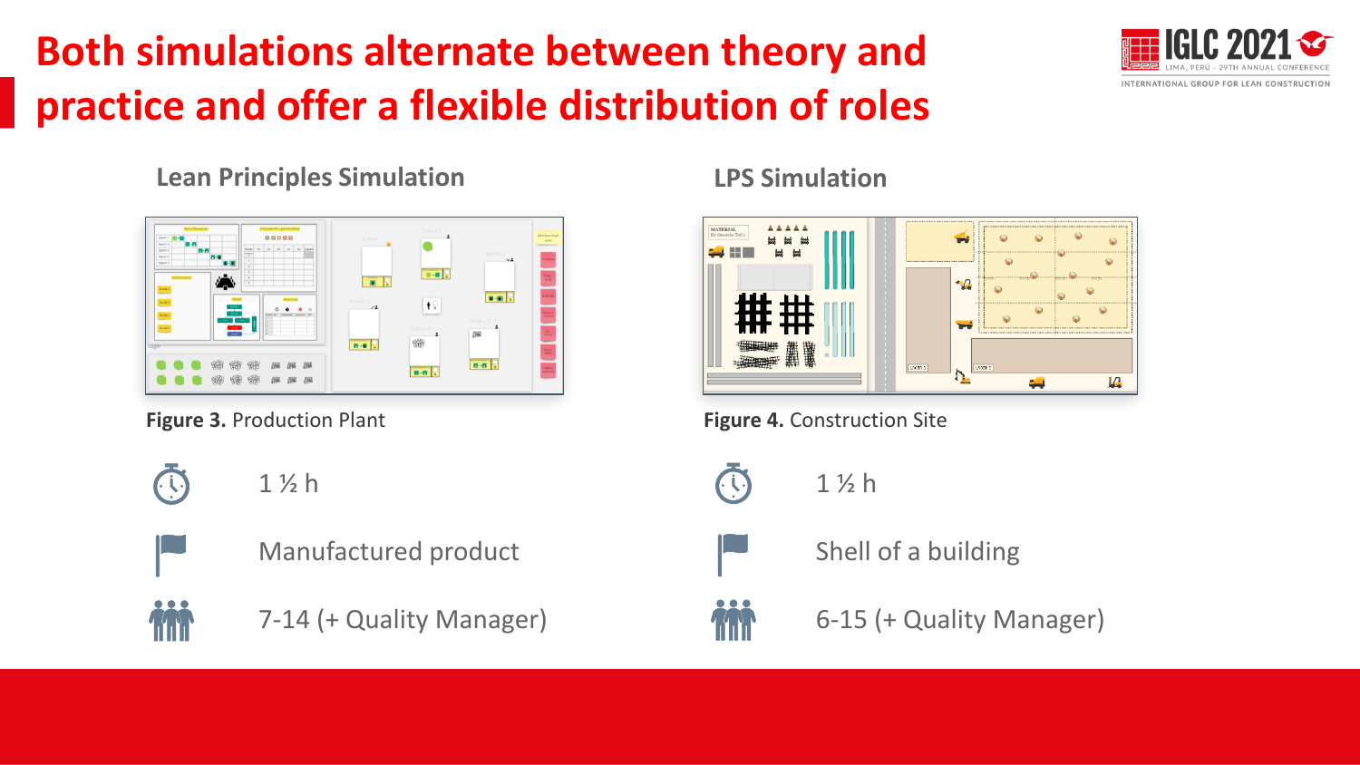# Both simulations alternate between theory and practice and offer a flexible distribution of roles

## Lean Principles Simulation

**Figure 3.** Production Plant

- 1 ½ h
- Manufactured product
- 7-14 (+ Quality Manager)

## LPS Simulation

**Figure 4.** Construction Site

- 1 ½ h
- Shell of a building
- 6-15 (+ Quality Manager)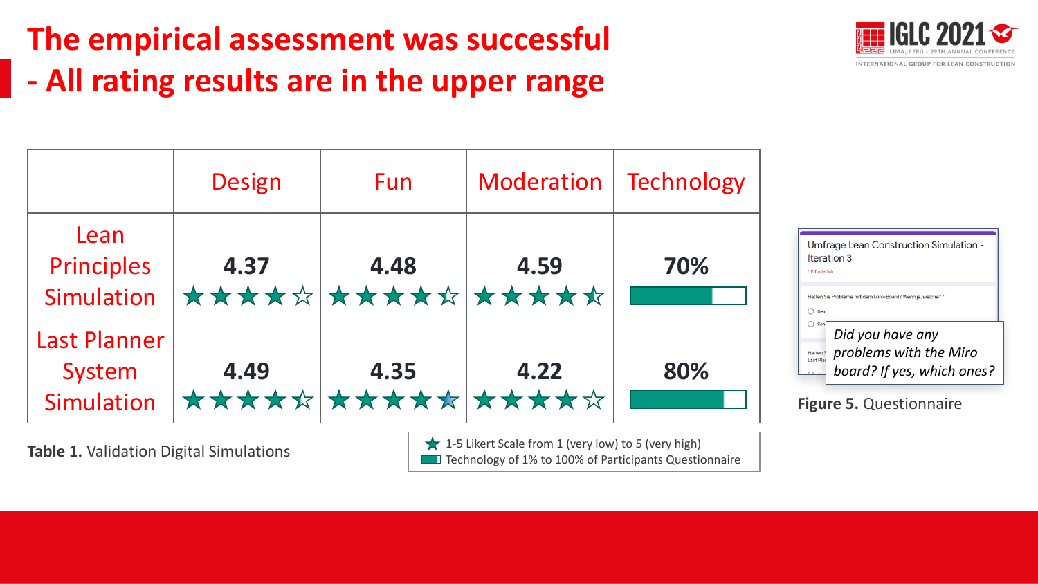# The empirical assessment was successful

# - All rating results are in the upper range

| | Design | Fun | Moderation | Technology |
|---|---|---|---|---|
| Lean Principles Simulation | **4.37** ★★★★☆ | **4.48** ★★★★☆ | **4.59** ★★★★★ | **70%** |
| Last Planner System Simulation | **4.49** ★★★★☆ | **4.35** ★★★★★ | **4.22** ★★★★☆ | **80%** |

**Table 1.** Validation Digital Simulations

★ 1-5 Likert Scale from 1 (very low) to 5 (very high)
Technology of 1% to 100% of Participants Questionnaire

Umfrage Lean Construction Simulation - Iteration 3

*Did you have any problems with the Miro board? If yes, which ones?*

**Figure 5.** Questionnaire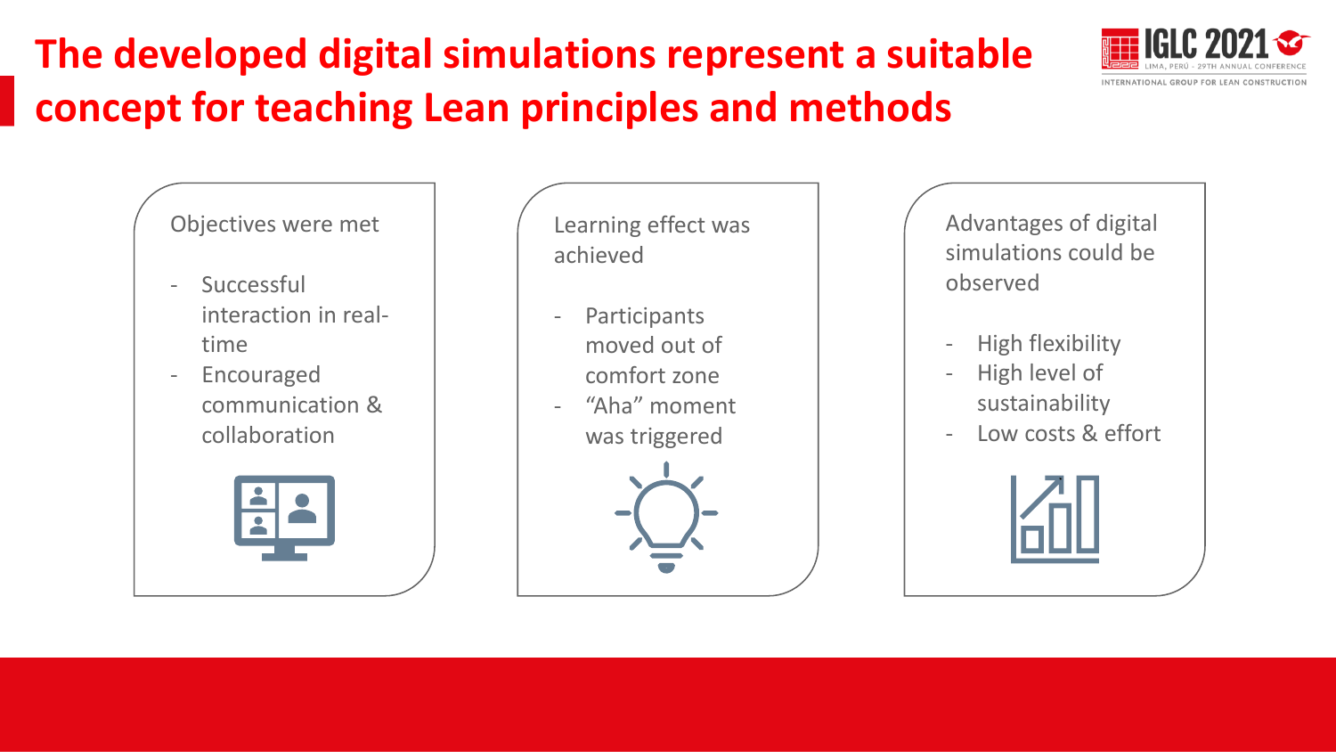# The developed digital simulations represent a suitable concept for teaching Lean principles and methods

Objectives were met

- Successful interaction in real-time
- Encouraged communication & collaboration

Learning effect was achieved

- Participants moved out of comfort zone
- “Aha” moment was triggered

Advantages of digital simulations could be observed

- High flexibility
- High level of sustainability
- Low costs & effort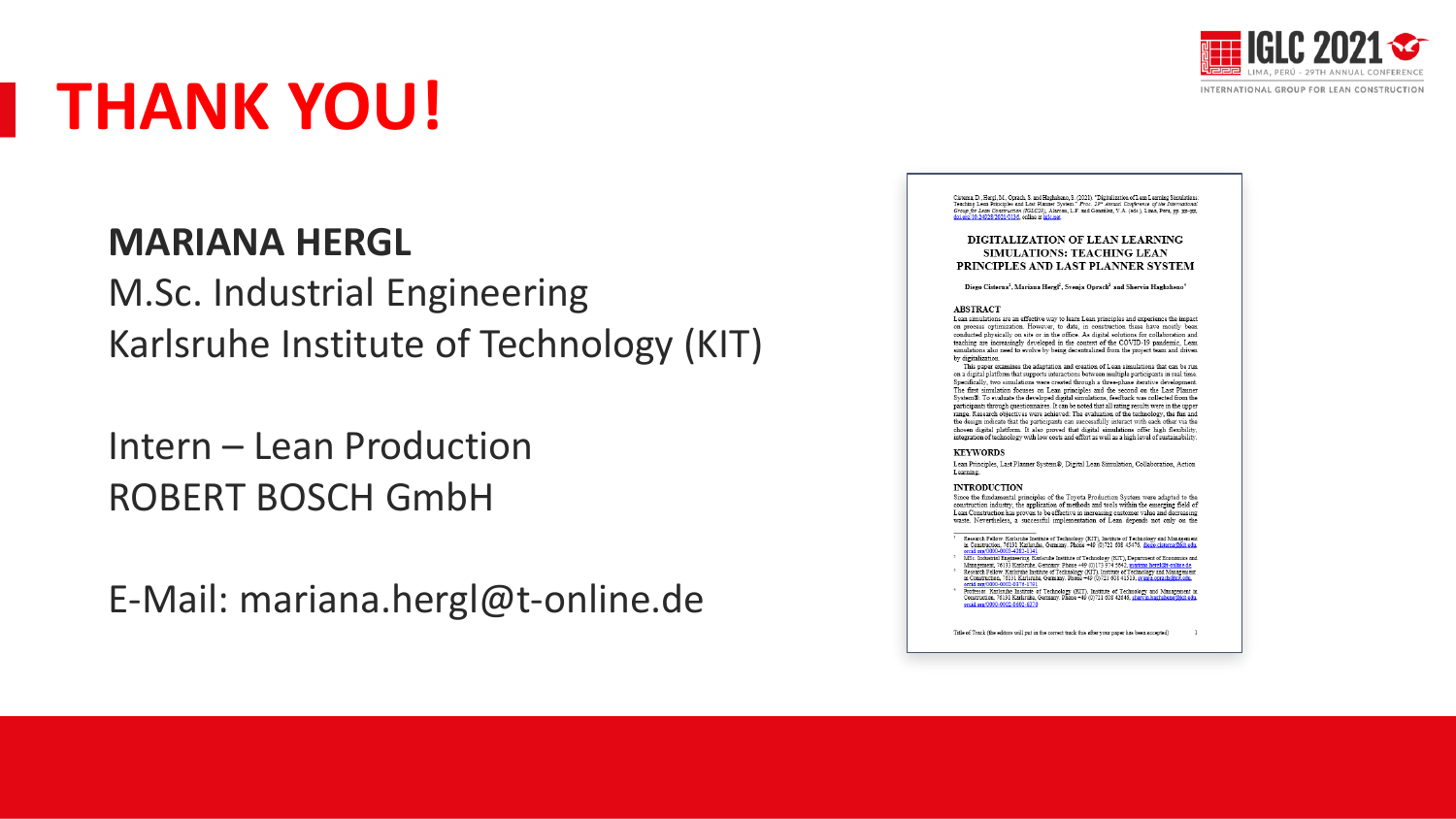# THANK YOU!

**MARIANA HERGL**

M.Sc. Industrial Engineering

Karlsruhe Institute of Technology (KIT)

Intern – Lean Production

ROBERT BOSCH GmbH

E-Mail: mariana.hergl@t-online.de